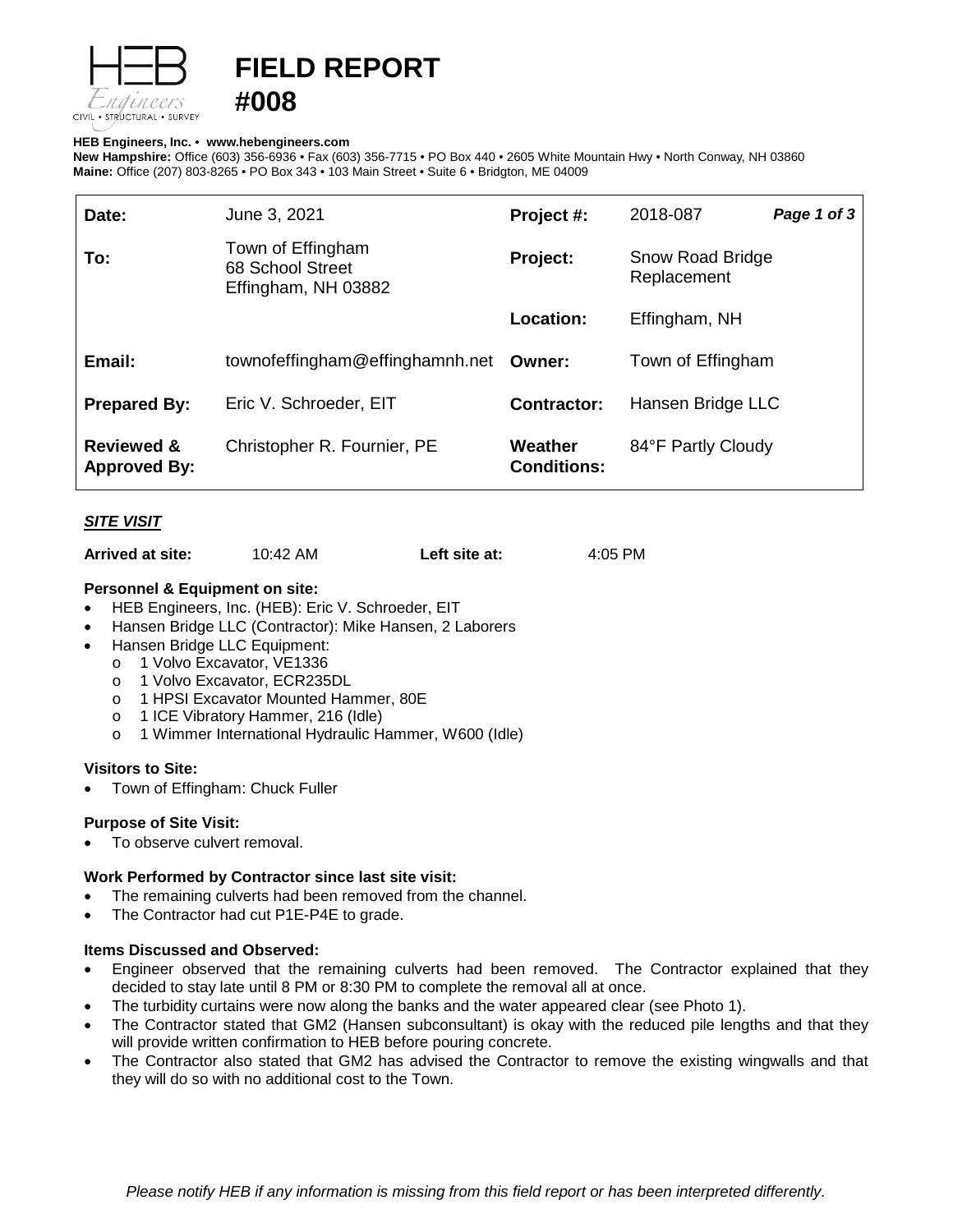# FIELD REPORT
# #008

**HEB Engineers, Inc.** • **www.hebengineers.com**
**New Hampshire:** Office (603) 356-6936 • Fax (603) 356-7715 • PO Box 440 • 2605 White Mountain Hwy • North Conway, NH 03860
**Maine:** Office (207) 803-8265 • PO Box 343 • 103 Main Street • Suite 6 • Bridgton, ME 04009

| | | | |
|---|---|---|---|
| **Date:** | June 3, 2021 | **Project #:** | 2018-087 ***Page 1 of 3*** |
| **To:** | Town of Effingham<br>68 School Street<br>Effingham, NH 03882 | **Project:** | Snow Road Bridge Replacement |
| | | **Location:** | Effingham, NH |
| **Email:** | townofeffingham@effinghamnh.net | **Owner:** | Town of Effingham |
| **Prepared By:** | Eric V. Schroeder, EIT | **Contractor:** | Hansen Bridge LLC |
| **Reviewed & Approved By:** | Christopher R. Fournier, PE | **Weather Conditions:** | 84°F Partly Cloudy |

## ***SITE VISIT***

**Arrived at site:** 10:42 AM **Left site at:** 4:05 PM

**Personnel & Equipment on site:**

- HEB Engineers, Inc. (HEB): Eric V. Schroeder, EIT
- Hansen Bridge LLC (Contractor): Mike Hansen, 2 Laborers
- Hansen Bridge LLC Equipment:
  - 1 Volvo Excavator, VE1336
  - 1 Volvo Excavator, ECR235DL
  - 1 HPSI Excavator Mounted Hammer, 80E
  - 1 ICE Vibratory Hammer, 216 (Idle)
  - 1 Wimmer International Hydraulic Hammer, W600 (Idle)

**Visitors to Site:**

- Town of Effingham: Chuck Fuller

**Purpose of Site Visit:**

- To observe culvert removal.

**Work Performed by Contractor since last site visit:**

- The remaining culverts had been removed from the channel.
- The Contractor had cut P1E-P4E to grade.

**Items Discussed and Observed:**

- Engineer observed that the remaining culverts had been removed. The Contractor explained that they decided to stay late until 8 PM or 8:30 PM to complete the removal all at once.
- The turbidity curtains were now along the banks and the water appeared clear (see Photo 1).
- The Contractor stated that GM2 (Hansen subconsultant) is okay with the reduced pile lengths and that they will provide written confirmation to HEB before pouring concrete.
- The Contractor also stated that GM2 has advised the Contractor to remove the existing wingwalls and that they will do so with no additional cost to the Town.

*Please notify HEB if any information is missing from this field report or has been interpreted differently.*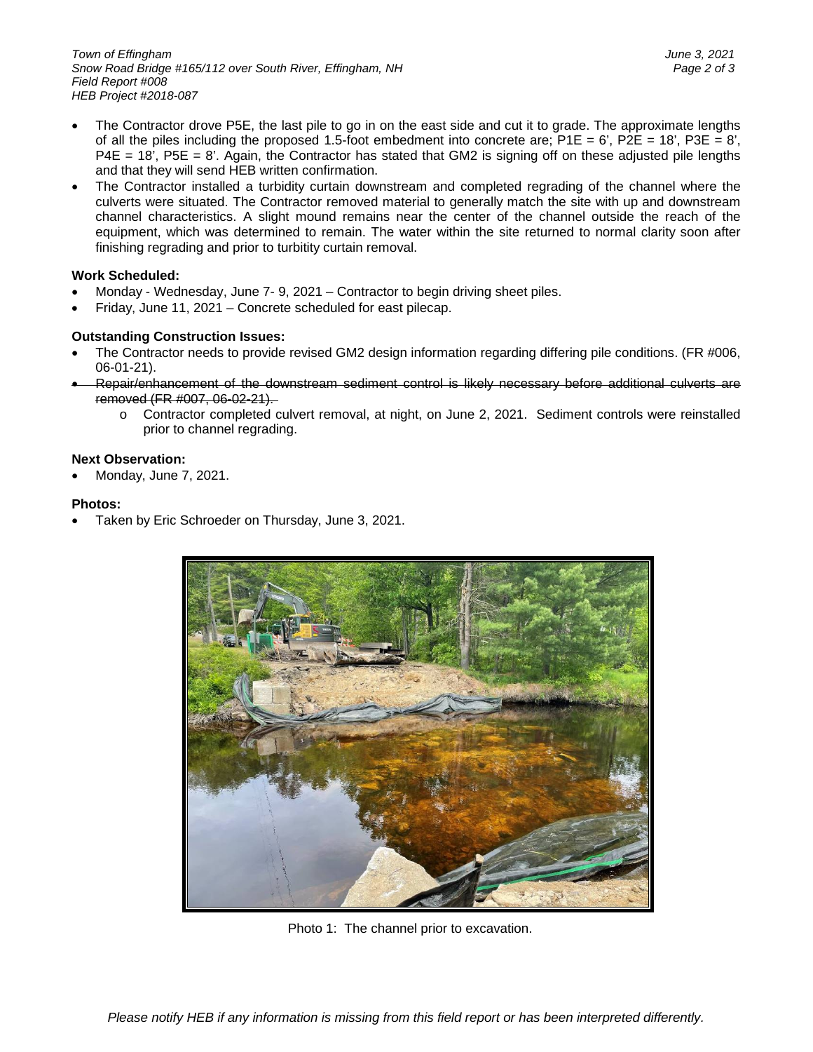- The Contractor drove P5E, the last pile to go in on the east side and cut it to grade. The approximate lengths of all the piles including the proposed 1.5-foot embedment into concrete are; P1E = 6', P2E = 18', P3E = 8', P4E = 18', P5E = 8'. Again, the Contractor has stated that GM2 is signing off on these adjusted pile lengths and that they will send HEB written confirmation.
- The Contractor installed a turbidity curtain downstream and completed regrading of the channel where the culverts were situated. The Contractor removed material to generally match the site with up and downstream channel characteristics. A slight mound remains near the center of the channel outside the reach of the equipment, which was determined to remain. The water within the site returned to normal clarity soon after finishing regrading and prior to turbitity curtain removal.

**Work Scheduled:**

- Monday - Wednesday, June 7- 9, 2021 – Contractor to begin driving sheet piles.
- Friday, June 11, 2021 – Concrete scheduled for east pilecap.

**Outstanding Construction Issues:**

- The Contractor needs to provide revised GM2 design information regarding differing pile conditions. (FR #006, 06-01-21).
- ~~Repair/enhancement of the downstream sediment control is likely necessary before additional culverts are removed (FR #007, 06-02-21).~~
  - Contractor completed culvert removal, at night, on June 2, 2021. Sediment controls were reinstalled prior to channel regrading.

**Next Observation:**

- Monday, June 7, 2021.

**Photos:**

- Taken by Eric Schroeder on Thursday, June 3, 2021.

Photo 1: The channel prior to excavation.

*Please notify HEB if any information is missing from this field report or has been interpreted differently.*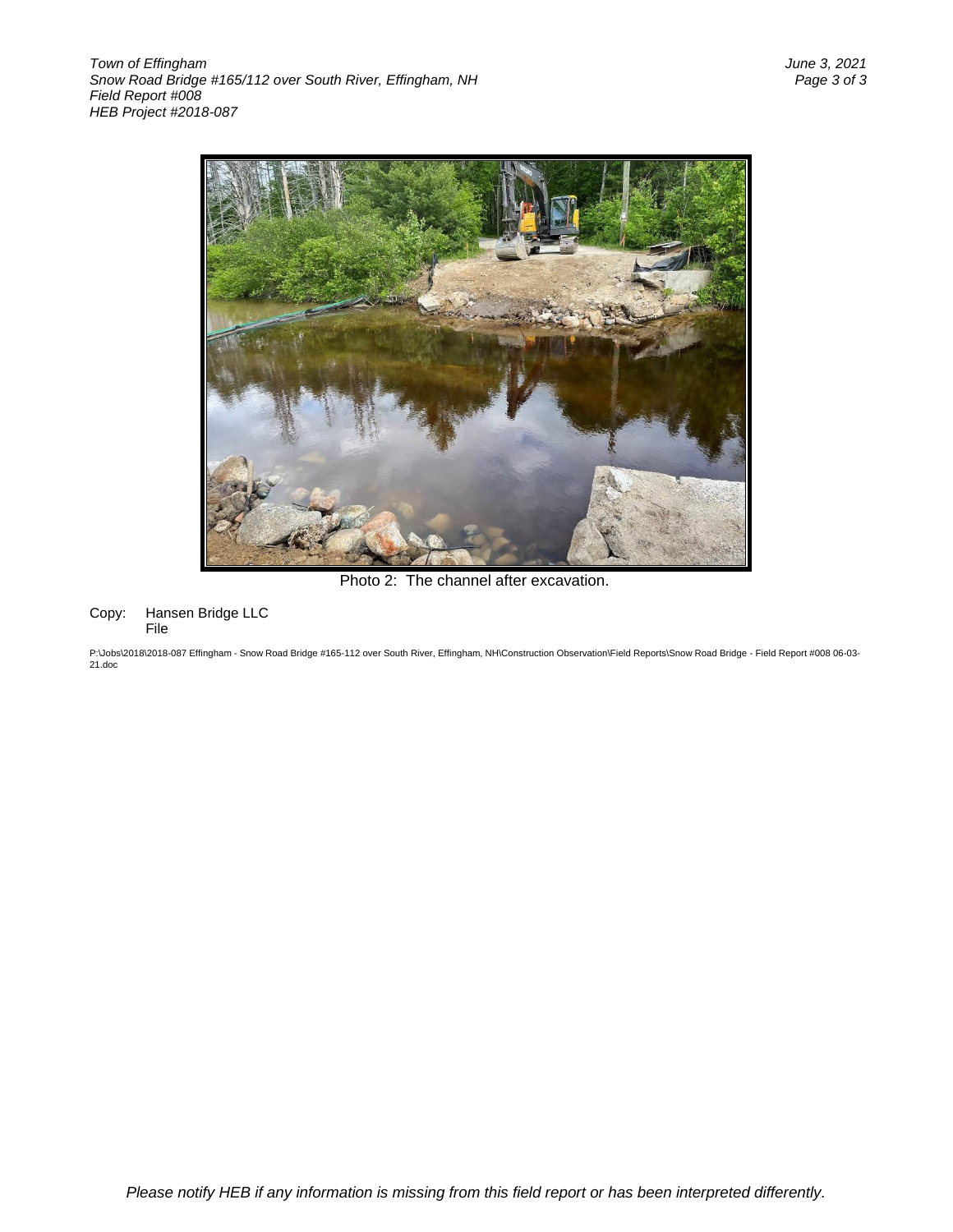Photo 2: The channel after excavation.

Copy: Hansen Bridge LLC
File

P:\Jobs\2018\2018-087 Effingham - Snow Road Bridge #165-112 over South River, Effingham, NH\Construction Observation\Field Reports\Snow Road Bridge - Field Report #008 06-03-21.doc

*Please notify HEB if any information is missing from this field report or has been interpreted differently.*